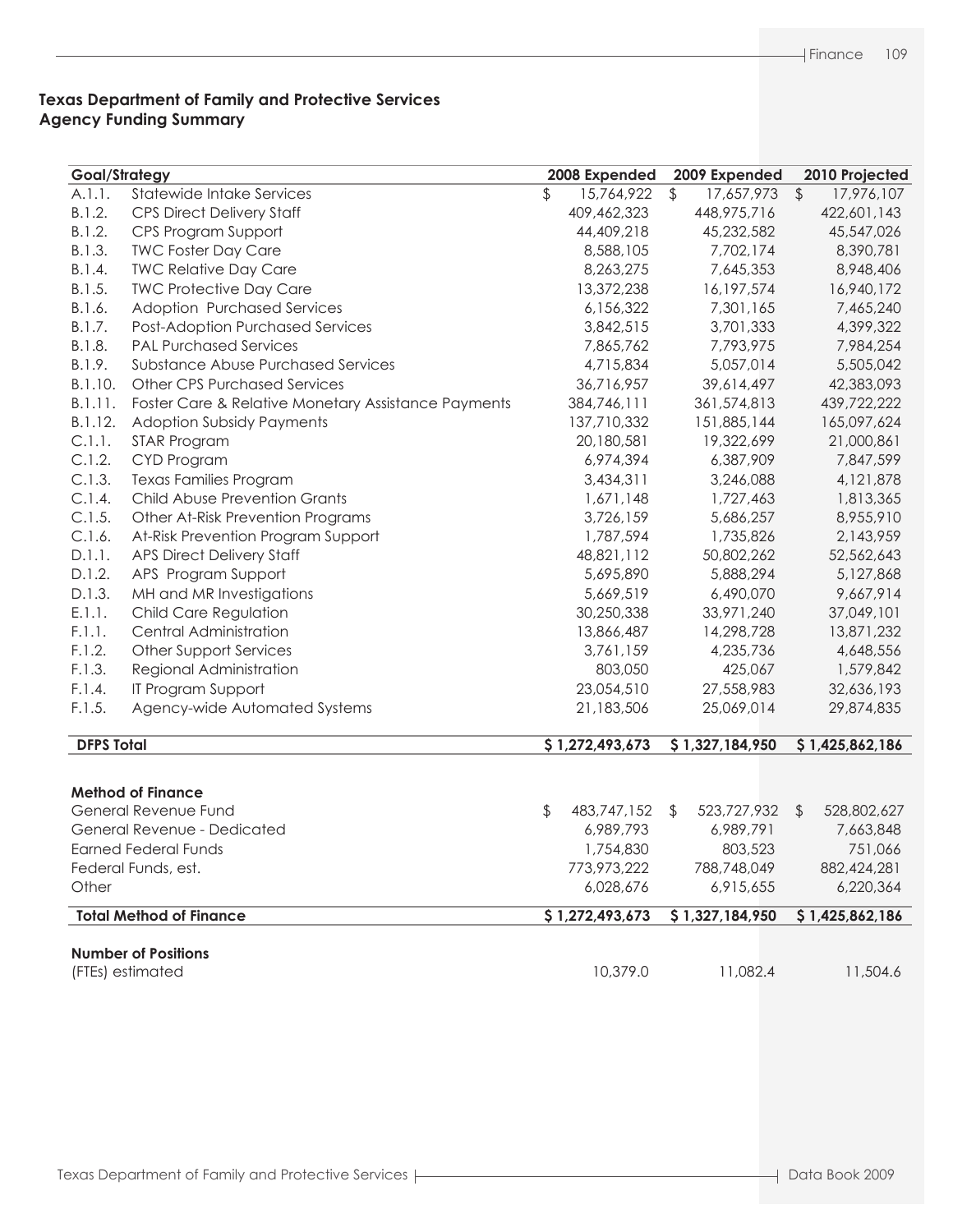## Texas Department of Family and Protective Services
## Agency Funding Summary

| Goal/Strategy | | 2008 Expended | 2009 Expended | 2010 Projected |
|---|---|---|---|---|
| A.1.1. | Statewide Intake Services | $ 15,764,922 | $ 17,657,973 | $ 17,976,107 |
| B.1.2. | CPS Direct Delivery Staff | 409,462,323 | 448,975,716 | 422,601,143 |
| B.1.2. | CPS Program Support | 44,409,218 | 45,232,582 | 45,547,026 |
| B.1.3. | TWC Foster Day Care | 8,588,105 | 7,702,174 | 8,390,781 |
| B.1.4. | TWC Relative Day Care | 8,263,275 | 7,645,353 | 8,948,406 |
| B.1.5. | TWC Protective Day Care | 13,372,238 | 16,197,574 | 16,940,172 |
| B.1.6. | Adoption Purchased Services | 6,156,322 | 7,301,165 | 7,465,240 |
| B.1.7. | Post-Adoption Purchased Services | 3,842,515 | 3,701,333 | 4,399,322 |
| B.1.8. | PAL Purchased Services | 7,865,762 | 7,793,975 | 7,984,254 |
| B.1.9. | Substance Abuse Purchased Services | 4,715,834 | 5,057,014 | 5,505,042 |
| B.1.10. | Other CPS Purchased Services | 36,716,957 | 39,614,497 | 42,383,093 |
| B.1.11. | Foster Care & Relative Monetary Assistance Payments | 384,746,111 | 361,574,813 | 439,722,222 |
| B.1.12. | Adoption Subsidy Payments | 137,710,332 | 151,885,144 | 165,097,624 |
| C.1.1. | STAR Program | 20,180,581 | 19,322,699 | 21,000,861 |
| C.1.2. | CYD Program | 6,974,394 | 6,387,909 | 7,847,599 |
| C.1.3. | Texas Families Program | 3,434,311 | 3,246,088 | 4,121,878 |
| C.1.4. | Child Abuse Prevention Grants | 1,671,148 | 1,727,463 | 1,813,365 |
| C.1.5. | Other At-Risk Prevention Programs | 3,726,159 | 5,686,257 | 8,955,910 |
| C.1.6. | At-Risk Prevention Program Support | 1,787,594 | 1,735,826 | 2,143,959 |
| D.1.1. | APS Direct Delivery Staff | 48,821,112 | 50,802,262 | 52,562,643 |
| D.1.2. | APS Program Support | 5,695,890 | 5,888,294 | 5,127,868 |
| D.1.3. | MH and MR Investigations | 5,669,519 | 6,490,070 | 9,667,914 |
| E.1.1. | Child Care Regulation | 30,250,338 | 33,971,240 | 37,049,101 |
| F.1.1. | Central Administration | 13,866,487 | 14,298,728 | 13,871,232 |
| F.1.2. | Other Support Services | 3,761,159 | 4,235,736 | 4,648,556 |
| F.1.3. | Regional Administration | 803,050 | 425,067 | 1,579,842 |
| F.1.4. | IT Program Support | 23,054,510 | 27,558,983 | 32,636,193 |
| F.1.5. | Agency-wide Automated Systems | 21,183,506 | 25,069,014 | 29,874,835 |
| **DFPS Total** | | **$ 1,272,493,673** | **$ 1,327,184,950** | **$ 1,425,862,186** |

| **Method of Finance** | 2008 Expended | 2009 Expended | 2010 Projected |
|---|---|---|---|
| General Revenue Fund | $ 483,747,152 | $ 523,727,932 | $ 528,802,627 |
| General Revenue - Dedicated | 6,989,793 | 6,989,791 | 7,663,848 |
| Earned Federal Funds | 1,754,830 | 803,523 | 751,066 |
| Federal Funds, est. | 773,973,222 | 788,748,049 | 882,424,281 |
| Other | 6,028,676 | 6,915,655 | 6,220,364 |
| **Total Method of Finance** | **$ 1,272,493,673** | **$ 1,327,184,950** | **$ 1,425,862,186** |

| **Number of Positions** | 2008 Expended | 2009 Expended | 2010 Projected |
|---|---|---|---|
| (FTEs) estimated | 10,379.0 | 11,082.4 | 11,504.6 |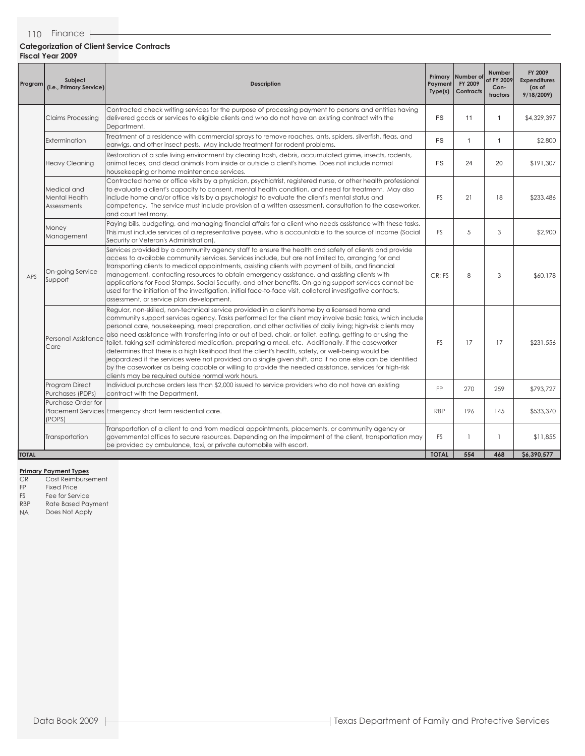## Categorization of Client Service Contracts

**Fiscal Year 2009**

| Program | Subject (i.e., Primary Service) | Description | Primary Payment Type(s) | Number of FY 2009 Contracts | Number of FY 2009 Con-tractors | FY 2009 Expenditures (as of 9/18/2009) |
|---|---|---|---|---|---|---|
| APS | Claims Processing | Contracted check writing services for the purpose of processing payment to persons and entities having delivered goods or services to eligible clients and who do not have an existing contract with the Department. | FS | 11 | 1 | $4,329,397 |
| | Extermination | Treatment of a residence with commercial sprays to remove roaches, ants, spiders, silverfish, fleas, and earwigs, and other insect pests. May include treatment for rodent problems. | FS | 1 | 1 | $2,800 |
| | Heavy Cleaning | Restoration of a safe living environment by clearing trash, debris, accumulated grime, insects, rodents, animal feces, and dead animals from inside or outside a client's home. Does not include normal housekeeping or home maintenance services. | FS | 24 | 20 | $191,307 |
| | Medical and Mental Health Assessments | Contracted home or office visits by a physician, psychiatrist, registered nurse, or other health professional to evaluate a client's capacity to consent, mental health condition, and need for treatment. May also include home and/or office visits by a psychologist to evaluate the client's mental status and competency. The service must include provision of a written assessment, consultation to the caseworker, and court testimony. | FS | 21 | 18 | $233,486 |
| | Money Management | Paying bills, budgeting, and managing financial affairs for a client who needs assistance with these tasks. This must include services of a representative payee, who is accountable to the source of income (Social Security or Veteran's Administration). | FS | 5 | 3 | $2,900 |
| | On-going Service Support | Services provided by a community agency staff to ensure the health and safety of clients and provide access to available community services. Services include, but are not limited to, arranging for and transporting clients to medical appointments, assisting clients with payment of bills, and financial management, contacting resources to obtain emergency assistance, and assisting clients with applications for Food Stamps, Social Security, and other benefits. On-going support services cannot be used for the initiation of the investigation, initial face-to-face visit, collateral investigative contacts, assessment, or service plan development. | CR; FS | 8 | 3 | $60,178 |
| | Personal Assistance Care | Regular, non-skilled, non-technical service provided in a client's home by a licensed home and community support services agency. Tasks performed for the client may involve basic tasks, which include personal care, housekeeping, meal preparation, and other activities of daily living; high-risk clients may also need assistance with transferring into or out of bed, chair, or toilet, eating, getting to or using the toilet, taking self-administered medication, preparing a meal, etc. Additionally, if the caseworker determines that there is a high likelihood that the client's health, safety, or well-being would be jeopardized if the services were not provided on a single given shift, and if no one else can be identified by the caseworker as being capable or willing to provide the needed assistance, services for high-risk clients may be required outside normal work hours. | FS | 17 | 17 | $231,556 |
| | Program Direct Purchases (PDPs) | Individual purchase orders less than $2,000 issued to service providers who do not have an existing contract with the Department. | FP | 270 | 259 | $793,727 |
| | Purchase Order for Placement Services (POPS) | Emergency short term residential care. | RBP | 196 | 145 | $533,370 |
| | Transportation | Transportation of a client to and from medical appointments, placements, or community agency or governmental offices to secure resources. Depending on the impairment of the client, transportation may be provided by ambulance, taxi, or private automobile with escort. | FS | 1 | 1 | $11,855 |
| **TOTAL** | | | **TOTAL** | **554** | **468** | **$6,390,577** |

**Primary Payment Types**

- CR Cost Reimbursement
- FP Fixed Price
- FS Fee for Service
- RBP Rate Based Payment
- NA Does Not Apply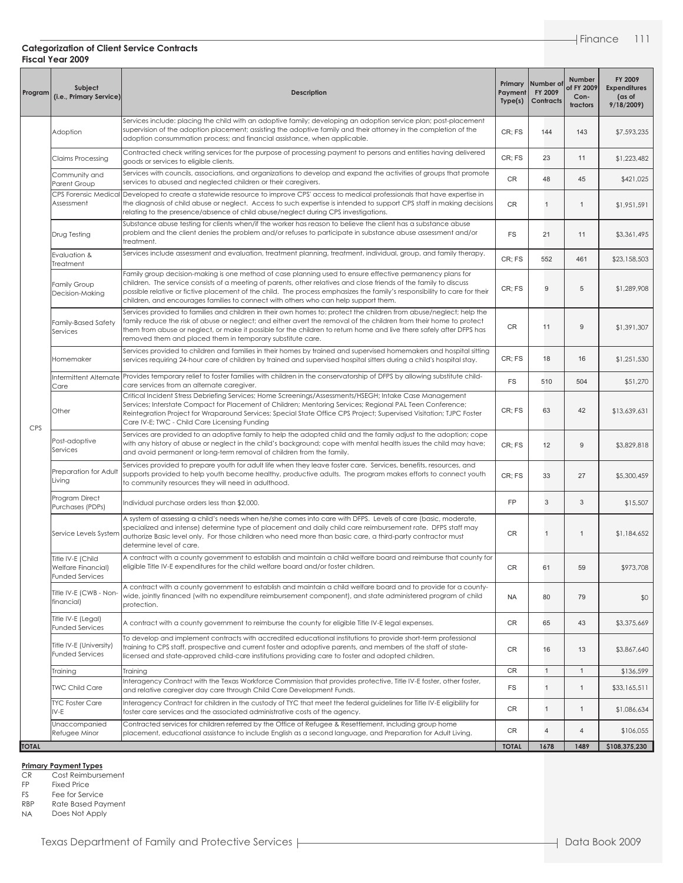**Categorization of Client Service Contracts**
**Fiscal Year 2009**

| Program | Subject (i.e., Primary Service) | Description | Primary Payment Type(s) | Number of FY 2009 Contracts | Number of FY 2009 Con-tractors | FY 2009 Expenditures (as of 9/18/2009) |
|---|---|---|---|---|---|---|
| CPS | Adoption | Services include: placing the child with an adoptive family; developing an adoption service plan; post-placement supervision of the adoption placement; assisting the adoptive family and their attorney in the completion of the adoption consummation process; and financial assistance, when applicable. | CR; FS | 144 | 143 | $7,593,235 |
| | Claims Processing | Contracted check writing services for the purpose of processing payment to persons and entities having delivered goods or services to eligible clients. | CR; FS | 23 | 11 | $1,223,482 |
| | Community and Parent Group | Services with councils, associations, and organizations to develop and expand the activities of groups that promote services to abused and neglected children or their caregivers. | CR | 48 | 45 | $421,025 |
| | CPS Forensic Medical Assessment | Developed to create a statewide resource to improve CPS' access to medical professionals that have expertise in the diagnosis of child abuse or neglect. Access to such expertise is intended to support CPS staff in making decisions relating to the presence/absence of child abuse/neglect during CPS investigations. | CR | 1 | 1 | $1,951,591 |
| | Drug Testing | Substance abuse testing for clients when/if the worker has reason to believe the client has a substance abuse problem and the client denies the problem and/or refuses to participate in substance abuse assessment and/or treatment. | FS | 21 | 11 | $3,361,495 |
| | Evaluation & Treatment | Services include assessment and evaluation, treatment planning, treatment, individual, group, and family therapy. | CR; FS | 552 | 461 | $23,158,503 |
| | Family Group Decision-Making | Family group decision-making is one method of case planning used to ensure effective permanency plans for children. The service consists of a meeting of parents, other relatives and close friends of the family to discuss possible relative or fictive placement of the child. The process emphasizes the family's responsibility to care for their children, and encourages families to connect with others who can help support them. | CR; FS | 9 | 5 | $1,289,908 |
| | Family-Based Safety Services | Services provided to families and children in their own homes to: protect the children from abuse/neglect; help the family reduce the risk of abuse or neglect; and either avert the removal of the children from their home to protect them from abuse or neglect, or make it possible for the children to return home and live there safely after DFPS has removed them and placed them in temporary substitute care. | CR | 11 | 9 | $1,391,307 |
| | Homemaker | Services provided to children and families in their homes by trained and supervised homemakers and hospital sitting services requiring 24-hour care of children by trained and supervised hospital sitters during a child's hospital stay. | CR; FS | 18 | 16 | $1,251,530 |
| | Intermittent Alternate Care | Provides temporary relief to foster families with children in the conservatorship of DFPS by allowing substitute child-care services from an alternate caregiver. | FS | 510 | 504 | $51,270 |
| | Other | Critical Incident Stress Debriefing Services; Home Screenings/Assessments/HSEGH; Intake Case Management Services; Interstate Compact for Placement of Children; Mentoring Services; Regional PAL Teen Conference; Reintegration Project for Wraparound Services; Special State Office CPS Project; Supervised Visitation; TJPC Foster Care IV-E; TWC - Child Care Licensing Funding | CR; FS | 63 | 42 | $13,639,631 |
| | Post-adoptive Services | Services are provided to an adoptive family to help the adopted child and the family adjust to the adoption; cope with any history of abuse or neglect in the child's background; cope with mental health issues the child may have; and avoid permanent or long-term removal of children from the family. | CR; FS | 12 | 9 | $3,829,818 |
| | Preparation for Adult Living | Services provided to prepare youth for adult life when they leave foster care. Services, benefits, resources, and supports provided to help youth become healthy, productive adults. The program makes efforts to connect youth to community resources they will need in adulthood. | CR; FS | 33 | 27 | $5,300,459 |
| | Program Direct Purchases (PDPs) | Individual purchase orders less than $2,000. | FP | 3 | 3 | $15,507 |
| | Service Levels System | A system of assessing a child's needs when he/she comes into care with DFPS. Levels of care (basic, moderate, specialized and intense) determine type of placement and daily child care reimbursement rate. DFPS staff may authorize Basic level only. For those children who need more than basic care, a third-party contractor must determine level of care. | CR | 1 | 1 | $1,184,652 |
| | Title IV-E (Child Welfare Financial) Funded Services | A contract with a county government to establish and maintain a child welfare board and reimburse that county for eligible Title IV-E expenditures for the child welfare board and/or foster children. | CR | 61 | 59 | $973,708 |
| | Title IV-E (CWB - Non-financial) | A contract with a county government to establish and maintain a child welfare board and to provide for a county-wide, jointly financed (with no expenditure reimbursement component), and state administered program of child protection. | NA | 80 | 79 | $0 |
| | Title IV-E (Legal) Funded Services | A contract with a county government to reimburse the county for eligible Title IV-E legal expenses. | CR | 65 | 43 | $3,375,669 |
| | Title IV-E (University) Funded Services | To develop and implement contracts with accredited educational institutions to provide short-term professional training to CPS staff, prospective and current foster and adoptive parents, and members of the staff of state-licensed and state-approved child-care institutions providing care to foster and adopted children. | CR | 16 | 13 | $3,867,640 |
| | Training | Training | CR | 1 | 1 | $136,599 |
| | TWC Child Care | Interagency Contract with the Texas Workforce Commission that provides protective, Title IV-E foster, other foster, and relative caregiver day care through Child Care Development Funds. | FS | 1 | 1 | $33,165,511 |
| | TYC Foster Care IV-E | Interagency Contract for children in the custody of TYC that meet the federal guidelines for Title IV-E eligibility for foster care services and the associated administrative costs of the agency. | CR | 1 | 1 | $1,086,634 |
| | Unaccompanied Refugee Minor | Contracted services for children referred by the Office of Refugee & Resettlement, including group home placement, educational assistance to include English as a second language, and Preparation for Adult Living. | CR | 4 | 4 | $106,055 |
| **TOTAL** | | | **TOTAL** | **1678** | **1489** | **$108,375,230** |

**Primary Payment Types**

- CR Cost Reimbursement
- FP Fixed Price
- FS Fee for Service
- RBP Rate Based Payment
- NA Does Not Apply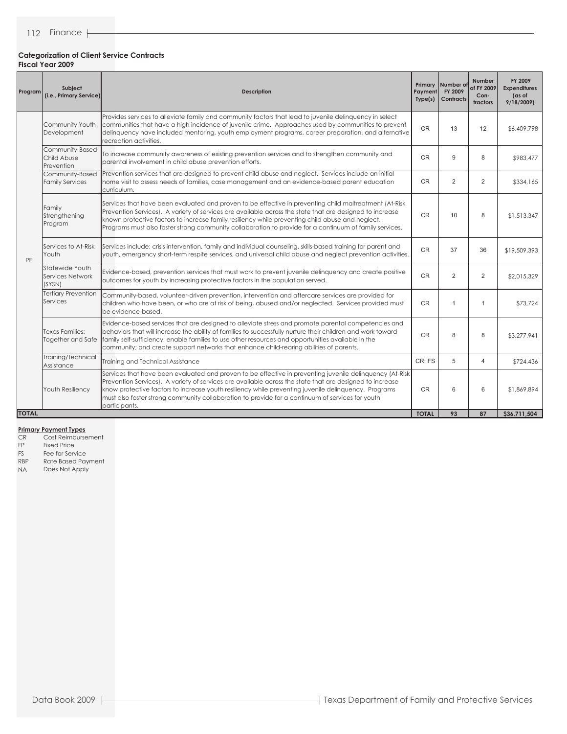## Categorization of Client Service Contracts
**Fiscal Year 2009**

| Program | Subject (i.e., Primary Service) | Description | Primary Payment Type(s) | Number of FY 2009 Contracts | Number of FY 2009 Con-tractors | FY 2009 Expenditures (as of 9/18/2009) |
|---|---|---|---|---|---|---|
| PEI | Community Youth Development | Provides services to alleviate family and community factors that lead to juvenile delinquency in select communities that have a high incidence of juvenile crime. Approaches used by communities to prevent delinquency have included mentoring, youth employment programs, career preparation, and alternative recreation activities. | CR | 13 | 12 | $6,409,798 |
| | Community-Based Child Abuse Prevention | To increase community awareness of existing prevention services and to strengthen community and parental involvement in child abuse prevention efforts. | CR | 9 | 8 | $983,477 |
| | Community-Based Family Services | Prevention services that are designed to prevent child abuse and neglect. Services include an initial home visit to assess needs of families, case management and an evidence-based parent education curriculum. | CR | 2 | 2 | $334,165 |
| | Family Strengthening Program | Services that have been evaluated and proven to be effective in preventing child maltreatment (At-Risk Prevention Services). A variety of services are available across the state that are designed to increase known protective factors to increase family resiliency while preventing child abuse and neglect. Programs must also foster strong community collaboration to provide for a continuum of family services. | CR | 10 | 8 | $1,513,347 |
| | Services to At-Risk Youth | Services include: crisis intervention, family and individual counseling, skills-based training for parent and youth, emergency short-term respite services, and universal child abuse and neglect prevention activities. | CR | 37 | 36 | $19,509,393 |
| | Statewide Youth Services Network (SYSN) | Evidence-based, prevention services that must work to prevent juvenile delinquency and create positive outcomes for youth by increasing protective factors in the population served. | CR | 2 | 2 | $2,015,329 |
| | Tertiary Prevention Services | Community-based, volunteer-driven prevention, intervention and aftercare services are provided for children who have been, or who are at risk of being, abused and/or neglected. Services provided must be evidence-based. | CR | 1 | 1 | $73,724 |
| | Texas Families: Together and Safe | Evidence-based services that are designed to alleviate stress and promote parental competencies and behaviors that will increase the ability of families to successfully nurture their children and work toward family self-sufficiency; enable families to use other resources and opportunities available in the community; and create support networks that enhance child-rearing abilities of parents. | CR | 8 | 8 | $3,277,941 |
| | Training/Technical Assistance | Training and Technical Assistance | CR; FS | 5 | 4 | $724,436 |
| | Youth Resiliency | Services that have been evaluated and proven to be effective in preventing juvenile delinquency (At-Risk Prevention Services). A variety of services are available across the state that are designed to increase know protective factors to increase youth resiliency while preventing juvenile delinquency. Programs must also foster strong community collaboration to provide for a continuum of services for youth participants. | CR | 6 | 6 | $1,869,894 |
| **TOTAL** | | | **TOTAL** | **93** | **87** | **$36,711,504** |

**Primary Payment Types**

- CR Cost Reimbursement
- FP Fixed Price
- FS Fee for Service
- RBP Rate Based Payment
- NA Does Not Apply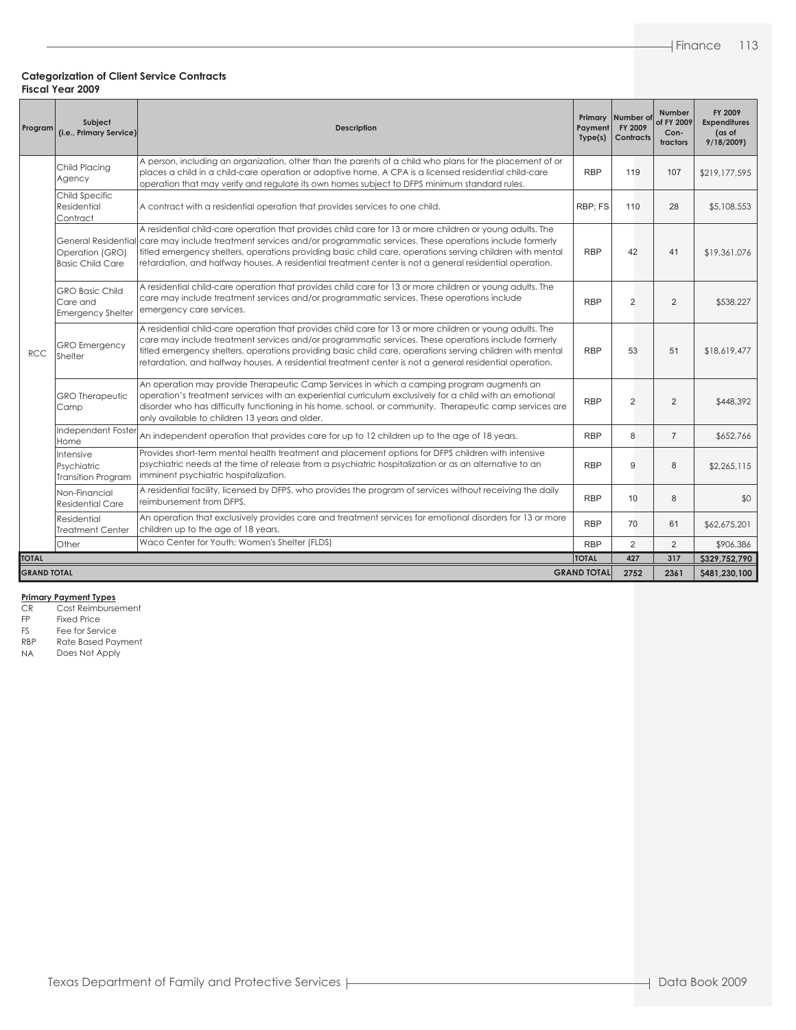**Categorization of Client Service Contracts**
**Fiscal Year 2009**

| Program | Subject (i.e., Primary Service) | Description | Primary Payment Type(s) | Number of FY 2009 Contracts | Number of FY 2009 Con-tractors | FY 2009 Expenditures (as of 9/18/2009) |
|---|---|---|---|---|---|---|
| RCC | Child Placing Agency | A person, including an organization, other than the parents of a child who plans for the placement of or places a child in a child-care operation or adoptive home. A CPA is a licensed residential child-care operation that may verify and regulate its own homes subject to DFPS minimum standard rules. | RBP | 119 | 107 | $219,177,595 |
| | Child Specific Residential Contract | A contract with a residential operation that provides services to one child. | RBP; FS | 110 | 28 | $5,108,553 |
| | General Residential Operation (GRO) Basic Child Care | A residential child-care operation that provides child care for 13 or more children or young adults. The care may include treatment services and/or programmatic services. These operations include formerly titled emergency shelters, operations providing basic child care, operations serving children with mental retardation, and halfway houses. A residential treatment center is not a general residential operation. | RBP | 42 | 41 | $19,361,076 |
| | GRO Basic Child Care and Emergency Shelter | A residential child-care operation that provides child care for 13 or more children or young adults. The care may include treatment services and/or programmatic services. These operations include emergency care services. | RBP | 2 | 2 | $538,227 |
| | GRO Emergency Shelter | A residential child-care operation that provides child care for 13 or more children or young adults. The care may include treatment services and/or programmatic services. These operations include formerly titled emergency shelters, operations providing basic child care, operations serving children with mental retardation, and halfway houses. A residential treatment center is not a general residential operation. | RBP | 53 | 51 | $18,619,477 |
| | GRO Therapeutic Camp | An operation may provide Therapeutic Camp Services in which a camping program augments an operation's treatment services with an experiential curriculum exclusively for a child with an emotional disorder who has difficulty functioning in his home, school, or community. Therapeutic camp services are only available to children 13 years and older. | RBP | 2 | 2 | $448,392 |
| | Independent Foster Home | An independent operation that provides care for up to 12 children up to the age of 18 years. | RBP | 8 | 7 | $652,766 |
| | Intensive Psychiatric Transition Program | Provides short-term mental health treatment and placement options for DFPS children with intensive psychiatric needs at the time of release from a psychiatric hospitalization or as an alternative to an imminent psychiatric hospitalization. | RBP | 9 | 8 | $2,265,115 |
| | Non-Financial Residential Care | A residential facility, licensed by DFPS, who provides the program of services without receiving the daily reimbursement from DFPS. | RBP | 10 | 8 | $0 |
| | Residential Treatment Center | An operation that exclusively provides care and treatment services for emotional disorders for 13 or more children up to the age of 18 years. | RBP | 70 | 61 | $62,675,201 |
| | Other | Waco Center for Youth; Women's Shelter (FLDS) | RBP | 2 | 2 | $906,386 |
| **TOTAL** | | | **TOTAL** | **427** | **317** | **$329,752,790** |
| **GRAND TOTAL** | | | **GRAND TOTAL** | **2752** | **2361** | **$481,230,100** |

**Primary Payment Types**

- CR Cost Reimbursement
- FP Fixed Price
- FS Fee for Service
- RBP Rate Based Payment
- NA Does Not Apply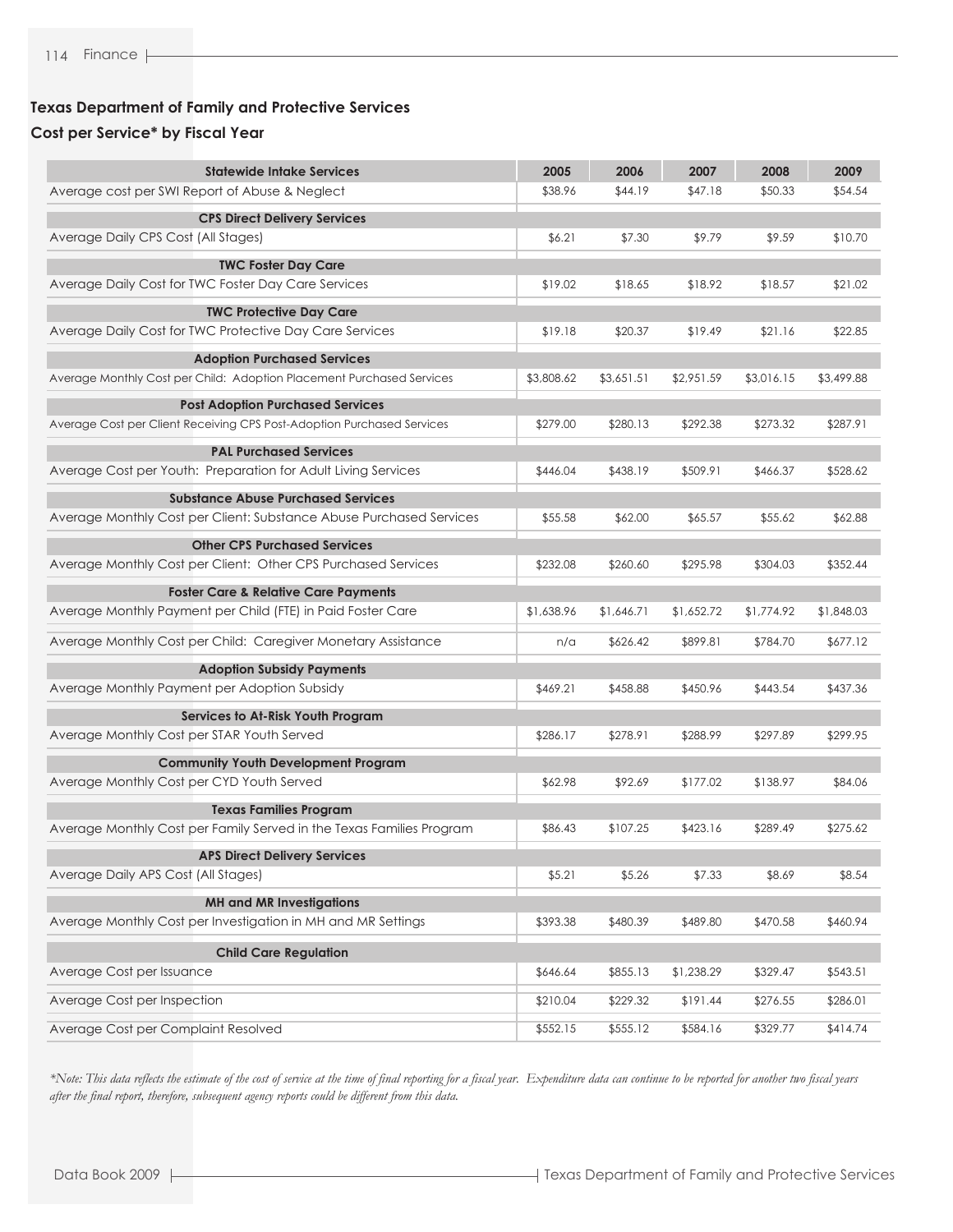## Texas Department of Family and Protective Services

### Cost per Service* by Fiscal Year

| Statewide Intake Services | 2005 | 2006 | 2007 | 2008 | 2009 |
|---|---|---|---|---|---|
| Average cost per SWI Report of Abuse & Neglect | $38.96 | $44.19 | $47.18 | $50.33 | $54.54 |
| **CPS Direct Delivery Services** | | | | | |
| Average Daily CPS Cost (All Stages) | $6.21 | $7.30 | $9.79 | $9.59 | $10.70 |
| **TWC Foster Day Care** | | | | | |
| Average Daily Cost for TWC Foster Day Care Services | $19.02 | $18.65 | $18.92 | $18.57 | $21.02 |
| **TWC Protective Day Care** | | | | | |
| Average Daily Cost for TWC Protective Day Care Services | $19.18 | $20.37 | $19.49 | $21.16 | $22.85 |
| **Adoption Purchased Services** | | | | | |
| Average Monthly Cost per Child: Adoption Placement Purchased Services | $3,808.62 | $3,651.51 | $2,951.59 | $3,016.15 | $3,499.88 |
| **Post Adoption Purchased Services** | | | | | |
| Average Cost per Client Receiving CPS Post-Adoption Purchased Services | $279.00 | $280.13 | $292.38 | $273.32 | $287.91 |
| **PAL Purchased Services** | | | | | |
| Average Cost per Youth: Preparation for Adult Living Services | $446.04 | $438.19 | $509.91 | $466.37 | $528.62 |
| **Substance Abuse Purchased Services** | | | | | |
| Average Monthly Cost per Client: Substance Abuse Purchased Services | $55.58 | $62.00 | $65.57 | $55.62 | $62.88 |
| **Other CPS Purchased Services** | | | | | |
| Average Monthly Cost per Client: Other CPS Purchased Services | $232.08 | $260.60 | $295.98 | $304.03 | $352.44 |
| **Foster Care & Relative Care Payments** | | | | | |
| Average Monthly Payment per Child (FTE) in Paid Foster Care | $1,638.96 | $1,646.71 | $1,652.72 | $1,774.92 | $1,848.03 |
| Average Monthly Cost per Child: Caregiver Monetary Assistance | n/a | $626.42 | $899.81 | $784.70 | $677.12 |
| **Adoption Subsidy Payments** | | | | | |
| Average Monthly Payment per Adoption Subsidy | $469.21 | $458.88 | $450.96 | $443.54 | $437.36 |
| **Services to At-Risk Youth Program** | | | | | |
| Average Monthly Cost per STAR Youth Served | $286.17 | $278.91 | $288.99 | $297.89 | $299.95 |
| **Community Youth Development Program** | | | | | |
| Average Monthly Cost per CYD Youth Served | $62.98 | $92.69 | $177.02 | $138.97 | $84.06 |
| **Texas Families Program** | | | | | |
| Average Monthly Cost per Family Served in the Texas Families Program | $86.43 | $107.25 | $423.16 | $289.49 | $275.62 |
| **APS Direct Delivery Services** | | | | | |
| Average Daily APS Cost (All Stages) | $5.21 | $5.26 | $7.33 | $8.69 | $8.54 |
| **MH and MR Investigations** | | | | | |
| Average Monthly Cost per Investigation in MH and MR Settings | $393.38 | $480.39 | $489.80 | $470.58 | $460.94 |
| **Child Care Regulation** | | | | | |
| Average Cost per Issuance | $646.64 | $855.13 | $1,238.29 | $329.47 | $543.51 |
| Average Cost per Inspection | $210.04 | $229.32 | $191.44 | $276.55 | $286.01 |
| Average Cost per Complaint Resolved | $552.15 | $555.12 | $584.16 | $329.77 | $414.74 |

*\*Note: This data reflects the estimate of the cost of service at the time of final reporting for a fiscal year. Expenditure data can continue to be reported for another two fiscal years after the final report, therefore, subsequent agency reports could be different from this data.*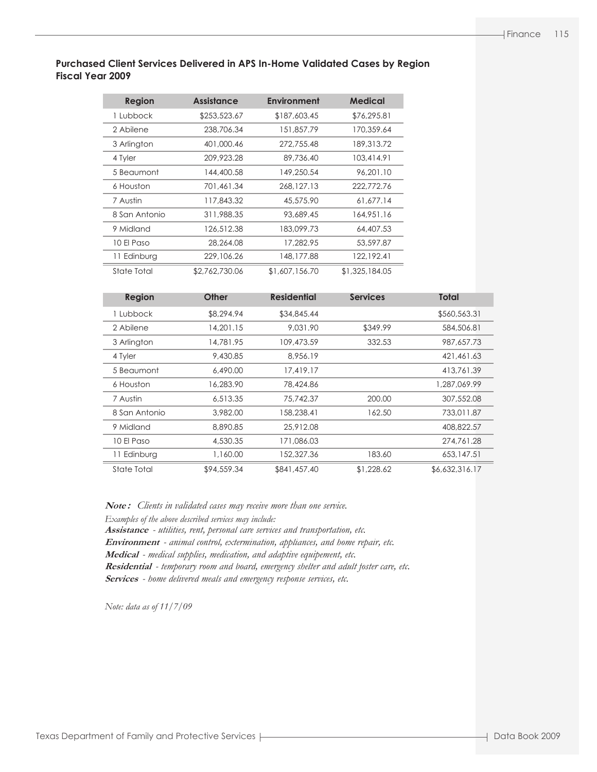## Purchased Client Services Delivered in APS In-Home Validated Cases by Region Fiscal Year 2009

| Region | Assistance | Environment | Medical |
|---|---|---|---|
| 1 Lubbock | $253,523.67 | $187,603.45 | $76,295.81 |
| 2 Abilene | 238,706.34 | 151,857.79 | 170,359.64 |
| 3 Arlington | 401,000.46 | 272,755.48 | 189,313.72 |
| 4 Tyler | 209,923.28 | 89,736.40 | 103,414.91 |
| 5 Beaumont | 144,400.58 | 149,250.54 | 96,201.10 |
| 6 Houston | 701,461.34 | 268,127.13 | 222,772.76 |
| 7 Austin | 117,843.32 | 45,575.90 | 61,677.14 |
| 8 San Antonio | 311,988.35 | 93,689.45 | 164,951.16 |
| 9 Midland | 126,512.38 | 183,099.73 | 64,407.53 |
| 10 El Paso | 28,264.08 | 17,282.95 | 53,597.87 |
| 11 Edinburg | 229,106.26 | 148,177.88 | 122,192.41 |
| State Total | $2,762,730.06 | $1,607,156.70 | $1,325,184.05 |

| Region | Other | Residential | Services | Total |
|---|---|---|---|---|
| 1 Lubbock | $8,294.94 | $34,845.44 | | $560,563.31 |
| 2 Abilene | 14,201.15 | 9,031.90 | $349.99 | 584,506.81 |
| 3 Arlington | 14,781.95 | 109,473.59 | 332.53 | 987,657.73 |
| 4 Tyler | 9,430.85 | 8,956.19 | | 421,461.63 |
| 5 Beaumont | 6,490.00 | 17,419.17 | | 413,761.39 |
| 6 Houston | 16,283.90 | 78,424.86 | | 1,287,069.99 |
| 7 Austin | 6,513.35 | 75,742.37 | 200.00 | 307,552.08 |
| 8 San Antonio | 3,982.00 | 158,238.41 | 162.50 | 733,011.87 |
| 9 Midland | 8,890.85 | 25,912.08 | | 408,822.57 |
| 10 El Paso | 4,530.35 | 171,086.03 | | 274,761.28 |
| 11 Edinburg | 1,160.00 | 152,327.36 | 183.60 | 653,147.51 |
| State Total | $94,559.34 | $841,457.40 | $1,228.62 | $6,632,316.17 |

***Note:*** *Clients in validated cases may receive more than one service.*

*Examples of the above described services may include:*

***Assistance*** *- utilities, rent, personal care services and transportation, etc.*

***Environment*** *- animal control, extermination, appliances, and home repair, etc.*

***Medical*** *- medical supplies, medication, and adaptive equipement, etc.*

***Residential*** *- temporary room and board, emergency shelter and adult foster care, etc.*

***Services*** *- home delivered meals and emergency response services, etc.*

*Note: data as of 11/7/09*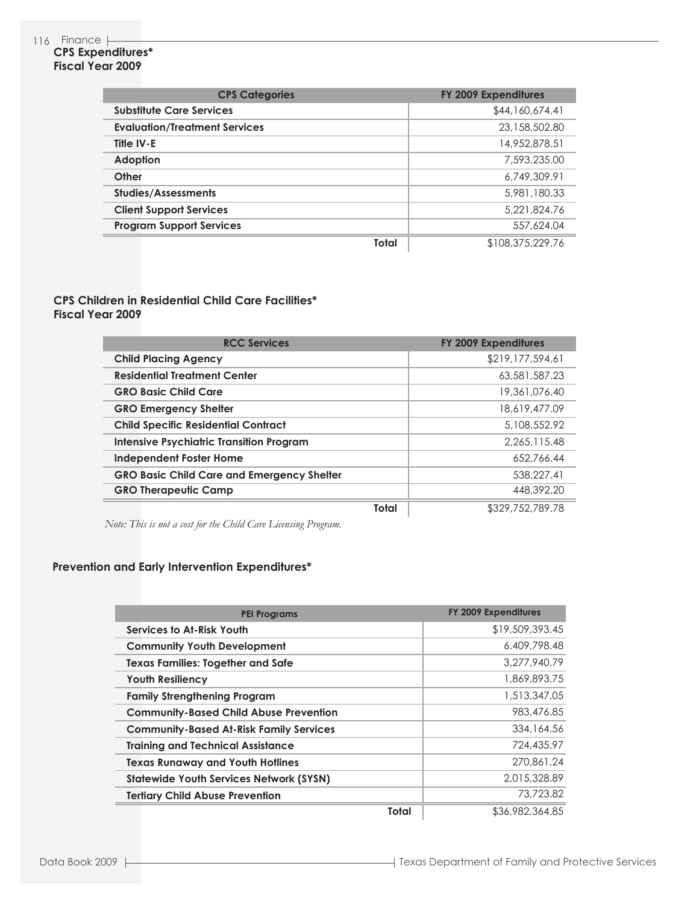## CPS Expenditures*
## Fiscal Year 2009

| CPS Categories | FY 2009 Expenditures |
|---|---|
| **Substitute Care Services** | $44,160,674.41 |
| **Evaluation/Treatment Services** | 23,158,502.80 |
| **Title IV-E** | 14,952,878.51 |
| **Adoption** | 7,593,235.00 |
| **Other** | 6,749,309.91 |
| **Studies/Assessments** | 5,981,180.33 |
| **Client Support Services** | 5,221,824.76 |
| **Program Support Services** | 557,624.04 |
| **Total** | $108,375,229.76 |

## CPS Children in Residential Child Care Facilities*
## Fiscal Year 2009

| RCC Services | FY 2009 Expenditures |
|---|---|
| **Child Placing Agency** | $219,177,594.61 |
| **Residential Treatment Center** | 63,581,587.23 |
| **GRO Basic Child Care** | 19,361,076.40 |
| **GRO Emergency Shelter** | 18,619,477.09 |
| **Child Specific Residential Contract** | 5,108,552.92 |
| **Intensive Psychiatric Transition Program** | 2,265,115.48 |
| **Independent Foster Home** | 652,766.44 |
| **GRO Basic Child Care and Emergency Shelter** | 538,227.41 |
| **GRO Therapeutic Camp** | 448,392.20 |
| **Total** | $329,752,789.78 |

*Note: This is not a cost for the Child Care Licensing Program.*

## Prevention and Early Intervention Expenditures*

| PEI Programs | FY 2009 Expenditures |
|---|---|
| **Services to At-Risk Youth** | $19,509,393.45 |
| **Community Youth Development** | 6,409,798.48 |
| **Texas Families: Together and Safe** | 3,277,940.79 |
| **Youth Resiliency** | 1,869,893.75 |
| **Family Strengthening Program** | 1,513,347.05 |
| **Community-Based Child Abuse Prevention** | 983,476.85 |
| **Community-Based At-Risk Family Services** | 334,164.56 |
| **Training and Technical Assistance** | 724,435.97 |
| **Texas Runaway and Youth Hotlines** | 270,861.24 |
| **Statewide Youth Services Network (SYSN)** | 2,015,328.89 |
| **Tertiary Child Abuse Prevention** | 73,723.82 |
| **Total** | $36,982,364.85 |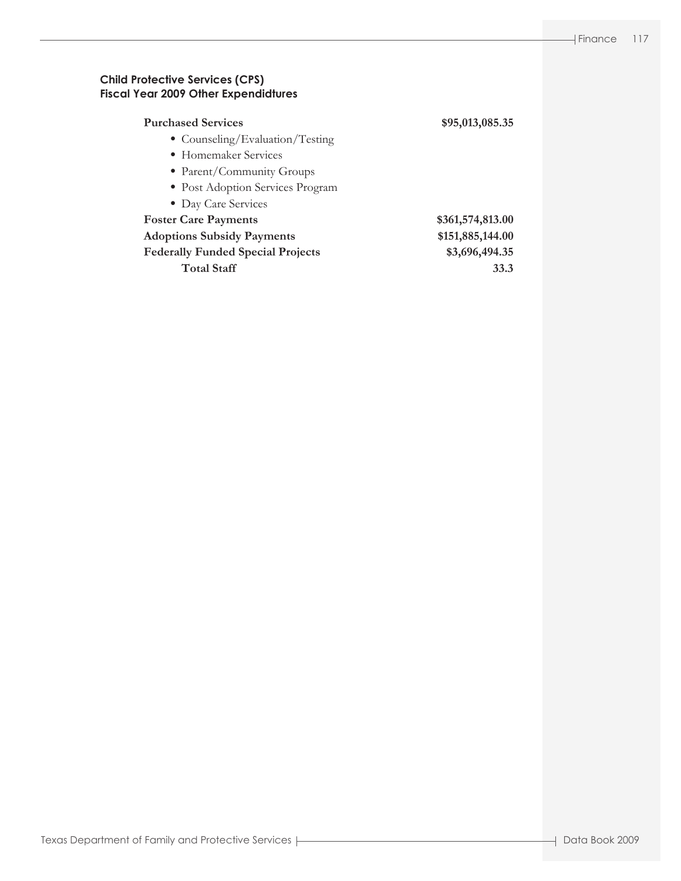**Child Protective Services (CPS)**
**Fiscal Year 2009 Other Expendidtures**

| | |
|---|---|
| **Purchased Services** | **$95,013,085.35** |
| • Counseling/Evaluation/Testing | |
| • Homemaker Services | |
| • Parent/Community Groups | |
| • Post Adoption Services Program | |
| • Day Care Services | |
| **Foster Care Payments** | **$361,574,813.00** |
| **Adoptions Subsidy Payments** | **$151,885,144.00** |
| **Federally Funded Special Projects** | **$3,696,494.35** |
| **Total Staff** | **33.3** |